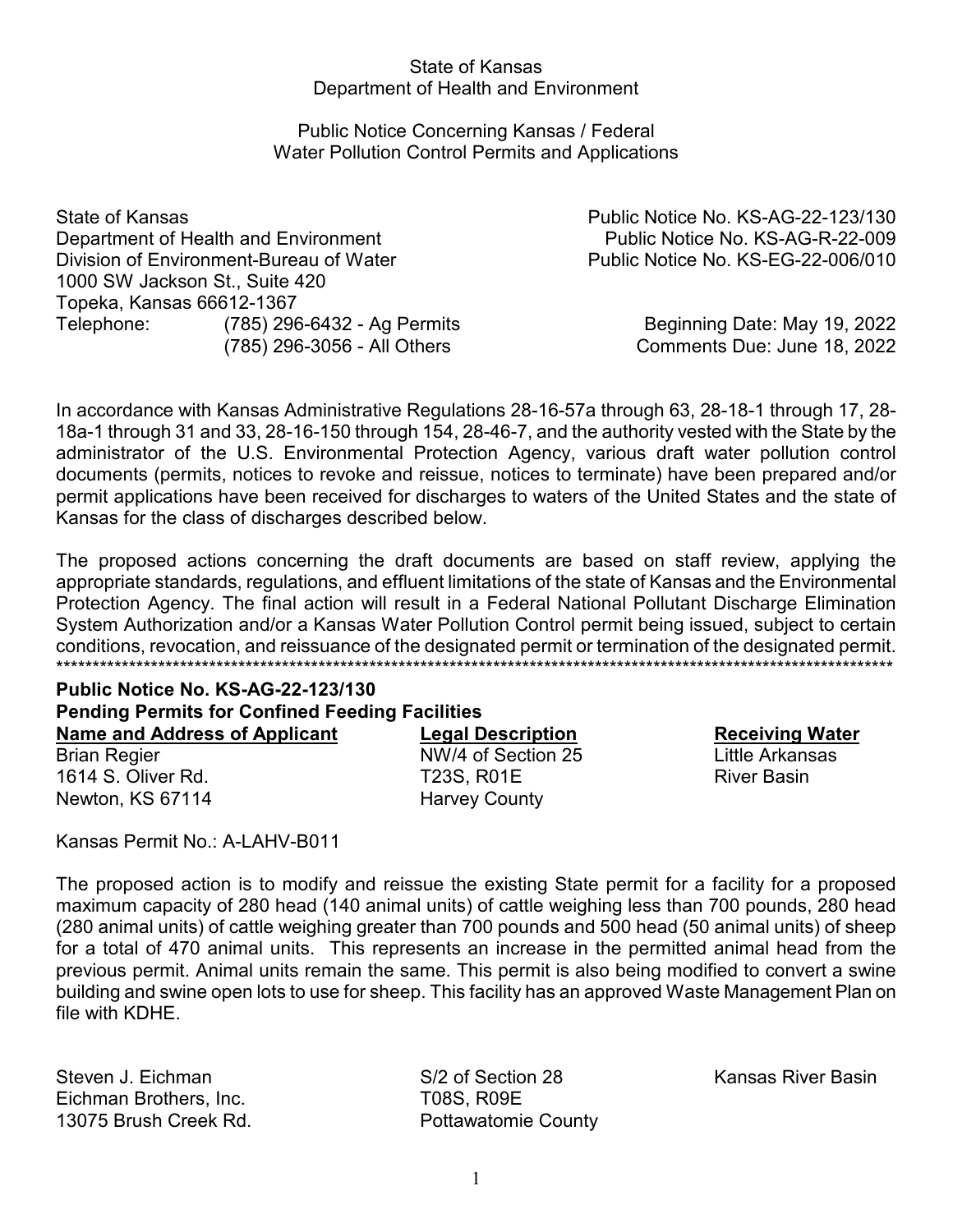State of Kansas
Department of Health and Environment

Public Notice Concerning Kansas / Federal
Water Pollution Control Permits and Applications

State of Kansas
Department of Health and Environment
Division of Environment-Bureau of Water
1000 SW Jackson St., Suite 420
Topeka, Kansas 66612-1367
Telephone: (785) 296-6432 - Ag Permits
(785) 296-3056 - All Others

Public Notice No. KS-AG-22-123/130
Public Notice No. KS-AG-R-22-009
Public Notice No. KS-EG-22-006/010

Beginning Date: May 19, 2022
Comments Due: June 18, 2022

In accordance with Kansas Administrative Regulations 28-16-57a through 63, 28-18-1 through 17, 28-18a-1 through 31 and 33, 28-16-150 through 154, 28-46-7, and the authority vested with the State by the administrator of the U.S. Environmental Protection Agency, various draft water pollution control documents (permits, notices to revoke and reissue, notices to terminate) have been prepared and/or permit applications have been received for discharges to waters of the United States and the state of Kansas for the class of discharges described below.

The proposed actions concerning the draft documents are based on staff review, applying the appropriate standards, regulations, and effluent limitations of the state of Kansas and the Environmental Protection Agency. The final action will result in a Federal National Pollutant Discharge Elimination System Authorization and/or a Kansas Water Pollution Control permit being issued, subject to certain conditions, revocation, and reissuance of the designated permit or termination of the designated permit.

***************************************************************************************************************************

**Public Notice No. KS-AG-22-123/130**
**Pending Permits for Confined Feeding Facilities**

| **Name and Address of Applicant** | **Legal Description** | **Receiving Water** |
|---|---|---|
| Brian Regier<br>1614 S. Oliver Rd.<br>Newton, KS 67114 | NW/4 of Section 25<br>T23S, R01E<br>Harvey County | Little Arkansas River Basin |

Kansas Permit No.: A-LAHV-B011

The proposed action is to modify and reissue the existing State permit for a facility for a proposed maximum capacity of 280 head (140 animal units) of cattle weighing less than 700 pounds, 280 head (280 animal units) of cattle weighing greater than 700 pounds and 500 head (50 animal units) of sheep for a total of 470 animal units. This represents an increase in the permitted animal head from the previous permit. Animal units remain the same. This permit is also being modified to convert a swine building and swine open lots to use for sheep. This facility has an approved Waste Management Plan on file with KDHE.

| | | |
|---|---|---|
| Steven J. Eichman<br>Eichman Brothers, Inc.<br>13075 Brush Creek Rd. | S/2 of Section 28<br>T08S, R09E<br>Pottawatomie County | Kansas River Basin |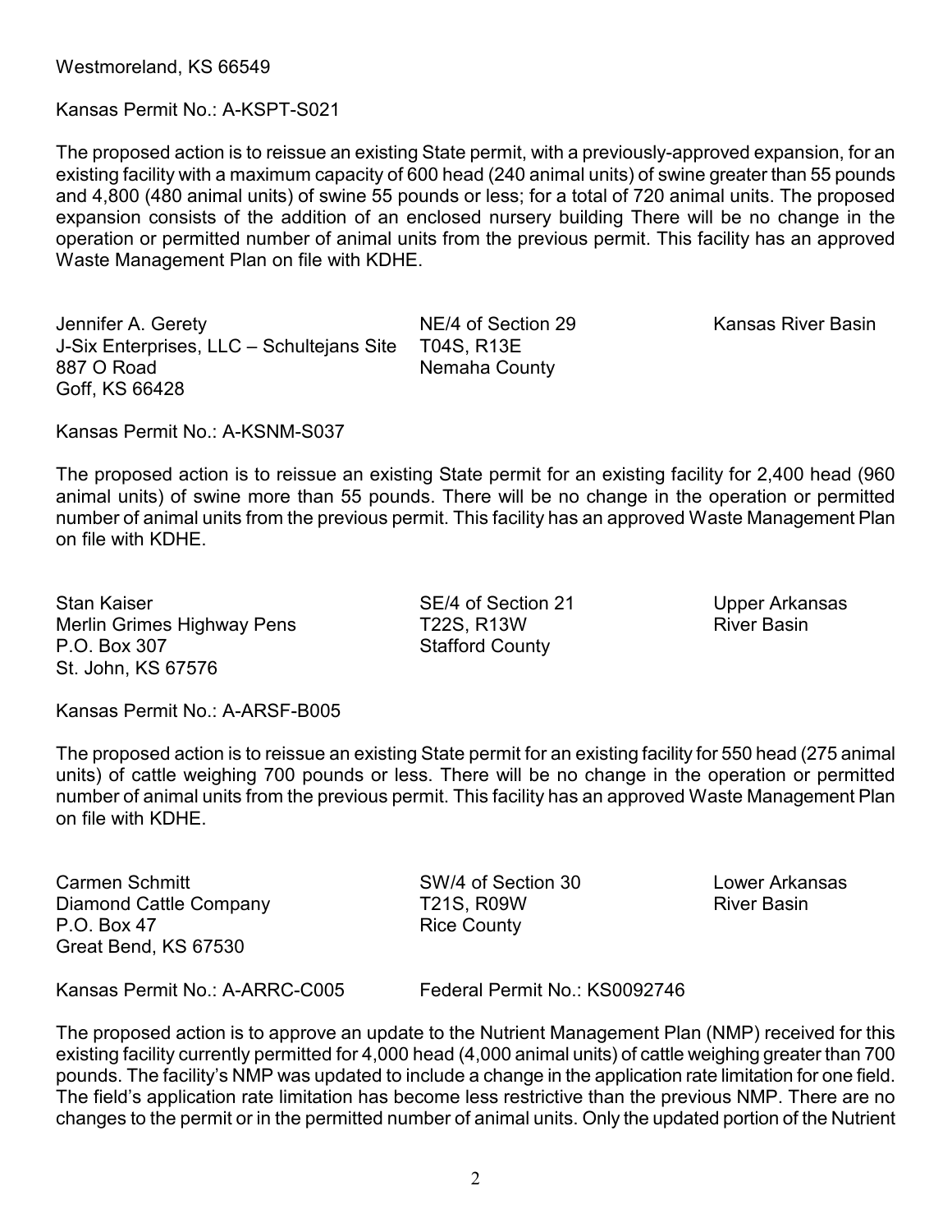Westmoreland, KS 66549

Kansas Permit No.: A-KSPT-S021

The proposed action is to reissue an existing State permit, with a previously-approved expansion, for an existing facility with a maximum capacity of 600 head (240 animal units) of swine greater than 55 pounds and 4,800 (480 animal units) of swine 55 pounds or less; for a total of 720 animal units. The proposed expansion consists of the addition of an enclosed nursery building There will be no change in the operation or permitted number of animal units from the previous permit. This facility has an approved Waste Management Plan on file with KDHE.

| | | |
|---|---|---|
| Jennifer A. Gerety<br>J-Six Enterprises, LLC – Schultejans Site<br>887 O Road<br>Goff, KS 66428 | NE/4 of Section 29<br>T04S, R13E<br>Nemaha County | Kansas River Basin |

Kansas Permit No.: A-KSNM-S037

The proposed action is to reissue an existing State permit for an existing facility for 2,400 head (960 animal units) of swine more than 55 pounds. There will be no change in the operation or permitted number of animal units from the previous permit. This facility has an approved Waste Management Plan on file with KDHE.

| | | |
|---|---|---|
| Stan Kaiser<br>Merlin Grimes Highway Pens<br>P.O. Box 307<br>St. John, KS 67576 | SE/4 of Section 21<br>T22S, R13W<br>Stafford County | Upper Arkansas River Basin |

Kansas Permit No.: A-ARSF-B005

The proposed action is to reissue an existing State permit for an existing facility for 550 head (275 animal units) of cattle weighing 700 pounds or less. There will be no change in the operation or permitted number of animal units from the previous permit. This facility has an approved Waste Management Plan on file with KDHE.

| | | |
|---|---|---|
| Carmen Schmitt<br>Diamond Cattle Company<br>P.O. Box 47<br>Great Bend, KS 67530 | SW/4 of Section 30<br>T21S, R09W<br>Rice County | Lower Arkansas River Basin |

Kansas Permit No.: A-ARRC-C005 Federal Permit No.: KS0092746

The proposed action is to approve an update to the Nutrient Management Plan (NMP) received for this existing facility currently permitted for 4,000 head (4,000 animal units) of cattle weighing greater than 700 pounds. The facility's NMP was updated to include a change in the application rate limitation for one field. The field's application rate limitation has become less restrictive than the previous NMP. There are no changes to the permit or in the permitted number of animal units. Only the updated portion of the Nutrient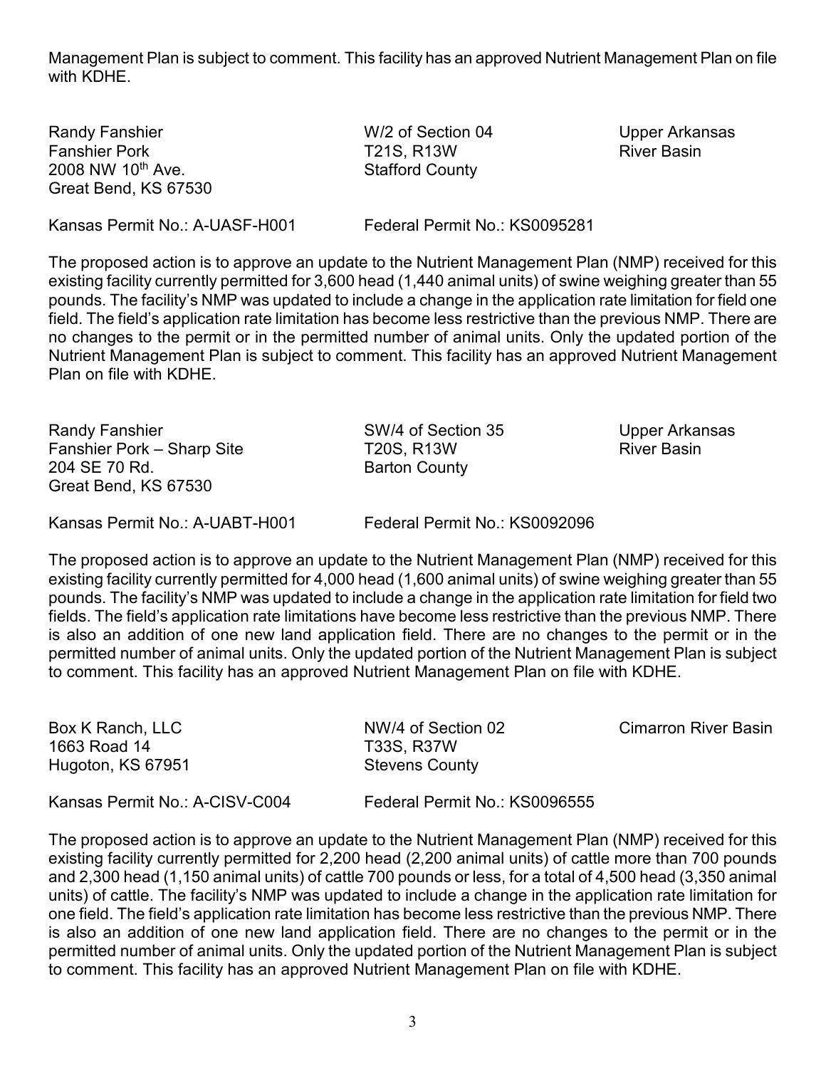Management Plan is subject to comment. This facility has an approved Nutrient Management Plan on file with KDHE.

Randy Fanshier
Fanshier Pork
2008 NW 10th Ave.
Great Bend, KS 67530

W/2 of Section 04
T21S, R13W
Stafford County

Upper Arkansas River Basin

Kansas Permit No.: A-UASF-H001 Federal Permit No.: KS0095281

The proposed action is to approve an update to the Nutrient Management Plan (NMP) received for this existing facility currently permitted for 3,600 head (1,440 animal units) of swine weighing greater than 55 pounds. The facility's NMP was updated to include a change in the application rate limitation for field one field. The field's application rate limitation has become less restrictive than the previous NMP. There are no changes to the permit or in the permitted number of animal units. Only the updated portion of the Nutrient Management Plan is subject to comment. This facility has an approved Nutrient Management Plan on file with KDHE.

Randy Fanshier
Fanshier Pork – Sharp Site
204 SE 70 Rd.
Great Bend, KS 67530

SW/4 of Section 35
T20S, R13W
Barton County

Upper Arkansas River Basin

Kansas Permit No.: A-UABT-H001 Federal Permit No.: KS0092096

The proposed action is to approve an update to the Nutrient Management Plan (NMP) received for this existing facility currently permitted for 4,000 head (1,600 animal units) of swine weighing greater than 55 pounds. The facility's NMP was updated to include a change in the application rate limitation for field two fields. The field's application rate limitations have become less restrictive than the previous NMP. There is also an addition of one new land application field. There are no changes to the permit or in the permitted number of animal units. Only the updated portion of the Nutrient Management Plan is subject to comment. This facility has an approved Nutrient Management Plan on file with KDHE.

Box K Ranch, LLC
1663 Road 14
Hugoton, KS 67951

NW/4 of Section 02
T33S, R37W
Stevens County

Cimarron River Basin

Kansas Permit No.: A-CISV-C004 Federal Permit No.: KS0096555

The proposed action is to approve an update to the Nutrient Management Plan (NMP) received for this existing facility currently permitted for 2,200 head (2,200 animal units) of cattle more than 700 pounds and 2,300 head (1,150 animal units) of cattle 700 pounds or less, for a total of 4,500 head (3,350 animal units) of cattle. The facility's NMP was updated to include a change in the application rate limitation for one field. The field's application rate limitation has become less restrictive than the previous NMP. There is also an addition of one new land application field. There are no changes to the permit or in the permitted number of animal units. Only the updated portion of the Nutrient Management Plan is subject to comment. This facility has an approved Nutrient Management Plan on file with KDHE.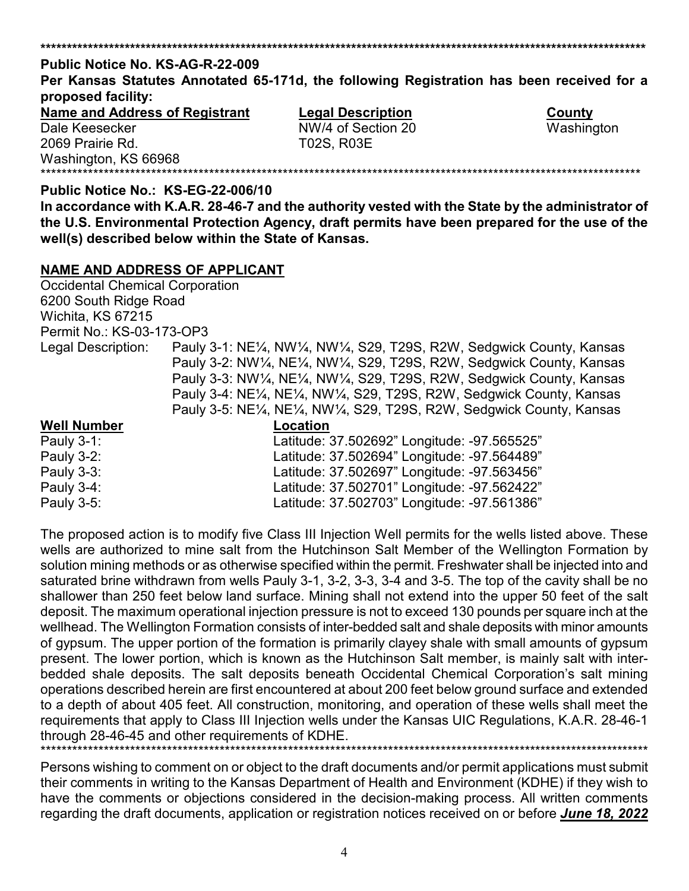\*\*\*\*\*\*\*\*\*\*\*\*\*\*\*\*\*\*\*\*\*\*\*\*\*\*\*\*\*\*\*\*\*\*\*\*\*\*\*\*\*\*\*\*\*\*\*\*\*\*\*\*\*\*\*\*\*\*\*\*\*\*\*\*\*\*\*\*\*\*\*\*\*\*\*\*\*\*\*\*\*\*\*\*\*\*\*\*\*\*\*\*\*\*\*\*\*\*\*\*\*\*\*\*\*\*\*\*\*\*\*\*\*\*\*\*\*\*

**Public Notice No. KS-AG-R-22-009**

**Per Kansas Statutes Annotated 65-171d, the following Registration has been received for a proposed facility:**

| Name and Address of Registrant | Legal Description | County |
|---|---|---|
| Dale Keesecker<br>2069 Prairie Rd.<br>Washington, KS 66968 | NW/4 of Section 20<br>T02S, R03E | Washington |

\*\*\*\*\*\*\*\*\*\*\*\*\*\*\*\*\*\*\*\*\*\*\*\*\*\*\*\*\*\*\*\*\*\*\*\*\*\*\*\*\*\*\*\*\*\*\*\*\*\*\*\*\*\*\*\*\*\*\*\*\*\*\*\*\*\*\*\*\*\*\*\*\*\*\*\*\*\*\*\*\*\*\*\*\*\*\*\*\*\*\*\*\*\*\*\*\*\*\*\*\*\*\*\*\*\*\*\*\*\*\*\*\*\*\*\*\*\*

**Public Notice No.: KS-EG-22-006/10**

**In accordance with K.A.R. 28-46-7 and the authority vested with the State by the administrator of the U.S. Environmental Protection Agency, draft permits have been prepared for the use of the well(s) described below within the State of Kansas.**

**NAME AND ADDRESS OF APPLICANT**

Occidental Chemical Corporation
6200 South Ridge Road
Wichita, KS 67215
Permit No.: KS-03-173-OP3

Legal Description:
Pauly 3-1: NE¼, NW¼, NW¼, S29, T29S, R2W, Sedgwick County, Kansas
Pauly 3-2: NW¼, NE¼, NW¼, S29, T29S, R2W, Sedgwick County, Kansas
Pauly 3-3: NW¼, NE¼, NW¼, S29, T29S, R2W, Sedgwick County, Kansas
Pauly 3-4: NE¼, NE¼, NW¼, S29, T29S, R2W, Sedgwick County, Kansas
Pauly 3-5: NE¼, NE¼, NW¼, S29, T29S, R2W, Sedgwick County, Kansas

| Well Number | Location |
|---|---|
| Pauly 3-1: | Latitude: 37.502692" Longitude: -97.565525" |
| Pauly 3-2: | Latitude: 37.502694" Longitude: -97.564489" |
| Pauly 3-3: | Latitude: 37.502697" Longitude: -97.563456" |
| Pauly 3-4: | Latitude: 37.502701" Longitude: -97.562422" |
| Pauly 3-5: | Latitude: 37.502703" Longitude: -97.561386" |

The proposed action is to modify five Class III Injection Well permits for the wells listed above. These wells are authorized to mine salt from the Hutchinson Salt Member of the Wellington Formation by solution mining methods or as otherwise specified within the permit. Freshwater shall be injected into and saturated brine withdrawn from wells Pauly 3-1, 3-2, 3-3, 3-4 and 3-5. The top of the cavity shall be no shallower than 250 feet below land surface. Mining shall not extend into the upper 50 feet of the salt deposit. The maximum operational injection pressure is not to exceed 130 pounds per square inch at the wellhead. The Wellington Formation consists of inter-bedded salt and shale deposits with minor amounts of gypsum. The upper portion of the formation is primarily clayey shale with small amounts of gypsum present. The lower portion, which is known as the Hutchinson Salt member, is mainly salt with inter-bedded shale deposits. The salt deposits beneath Occidental Chemical Corporation's salt mining operations described herein are first encountered at about 200 feet below ground surface and extended to a depth of about 405 feet. All construction, monitoring, and operation of these wells shall meet the requirements that apply to Class III Injection wells under the Kansas UIC Regulations, K.A.R. 28-46-1 through 28-46-45 and other requirements of KDHE.

\*\*\*\*\*\*\*\*\*\*\*\*\*\*\*\*\*\*\*\*\*\*\*\*\*\*\*\*\*\*\*\*\*\*\*\*\*\*\*\*\*\*\*\*\*\*\*\*\*\*\*\*\*\*\*\*\*\*\*\*\*\*\*\*\*\*\*\*\*\*\*\*\*\*\*\*\*\*\*\*\*\*\*\*\*\*\*\*\*\*\*\*\*\*\*\*\*\*\*\*\*\*\*\*\*\*\*\*\*\*\*\*\*\*\*\*\*\*

Persons wishing to comment on or object to the draft documents and/or permit applications must submit their comments in writing to the Kansas Department of Health and Environment (KDHE) if they wish to have the comments or objections considered in the decision-making process. All written comments regarding the draft documents, application or registration notices received on or before ***June 18, 2022***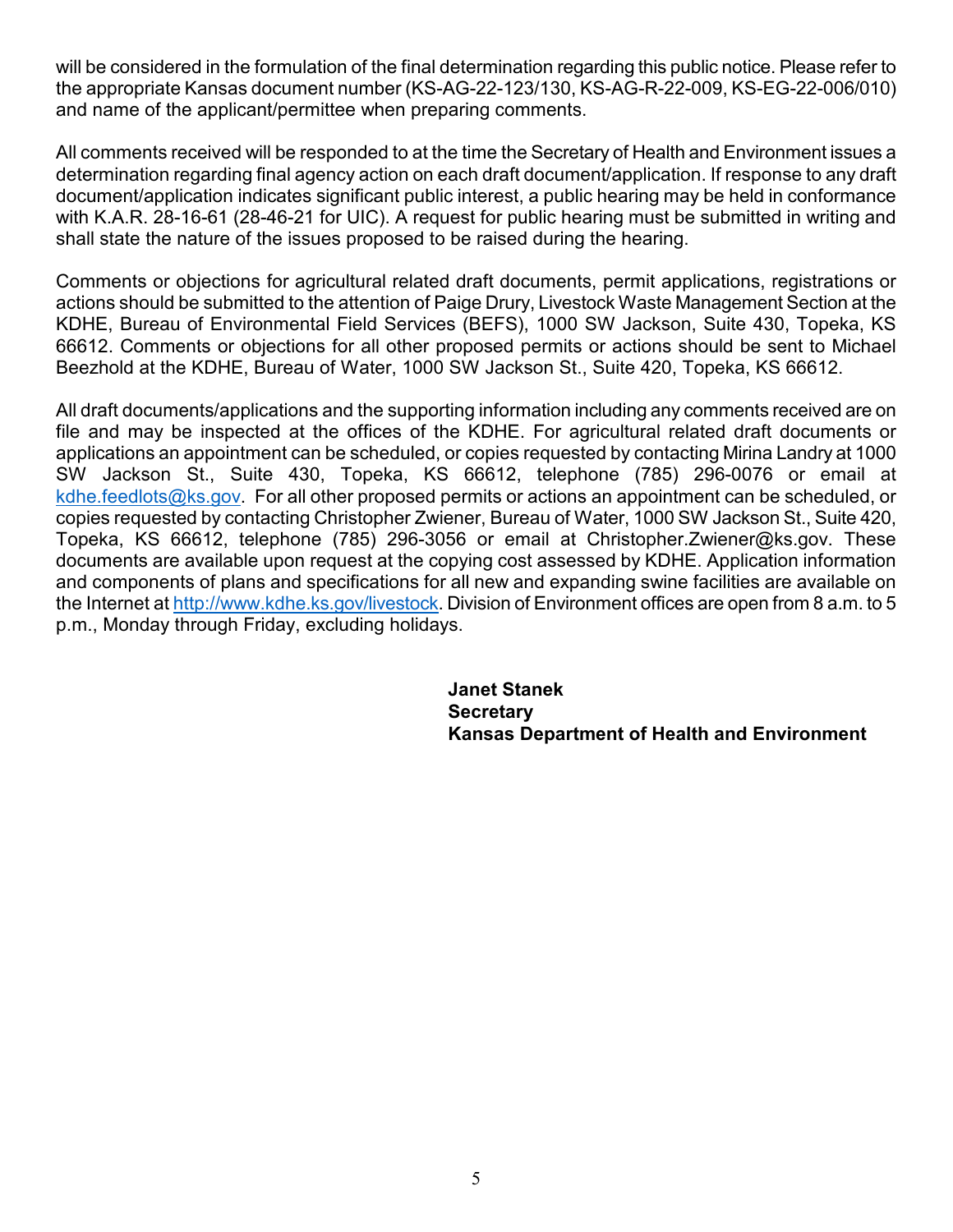will be considered in the formulation of the final determination regarding this public notice. Please refer to the appropriate Kansas document number (KS-AG-22-123/130, KS-AG-R-22-009, KS-EG-22-006/010) and name of the applicant/permittee when preparing comments.

All comments received will be responded to at the time the Secretary of Health and Environment issues a determination regarding final agency action on each draft document/application. If response to any draft document/application indicates significant public interest, a public hearing may be held in conformance with K.A.R. 28-16-61 (28-46-21 for UIC). A request for public hearing must be submitted in writing and shall state the nature of the issues proposed to be raised during the hearing.

Comments or objections for agricultural related draft documents, permit applications, registrations or actions should be submitted to the attention of Paige Drury, Livestock Waste Management Section at the KDHE, Bureau of Environmental Field Services (BEFS), 1000 SW Jackson, Suite 430, Topeka, KS 66612. Comments or objections for all other proposed permits or actions should be sent to Michael Beezhold at the KDHE, Bureau of Water, 1000 SW Jackson St., Suite 420, Topeka, KS 66612.

All draft documents/applications and the supporting information including any comments received are on file and may be inspected at the offices of the KDHE. For agricultural related draft documents or applications an appointment can be scheduled, or copies requested by contacting Mirina Landry at 1000 SW Jackson St., Suite 430, Topeka, KS 66612, telephone (785) 296-0076 or email at kdhe.feedlots@ks.gov. For all other proposed permits or actions an appointment can be scheduled, or copies requested by contacting Christopher Zwiener, Bureau of Water, 1000 SW Jackson St., Suite 420, Topeka, KS 66612, telephone (785) 296-3056 or email at Christopher.Zwiener@ks.gov. These documents are available upon request at the copying cost assessed by KDHE. Application information and components of plans and specifications for all new and expanding swine facilities are available on the Internet at http://www.kdhe.ks.gov/livestock. Division of Environment offices are open from 8 a.m. to 5 p.m., Monday through Friday, excluding holidays.

**Janet Stanek**
**Secretary**
**Kansas Department of Health and Environment**